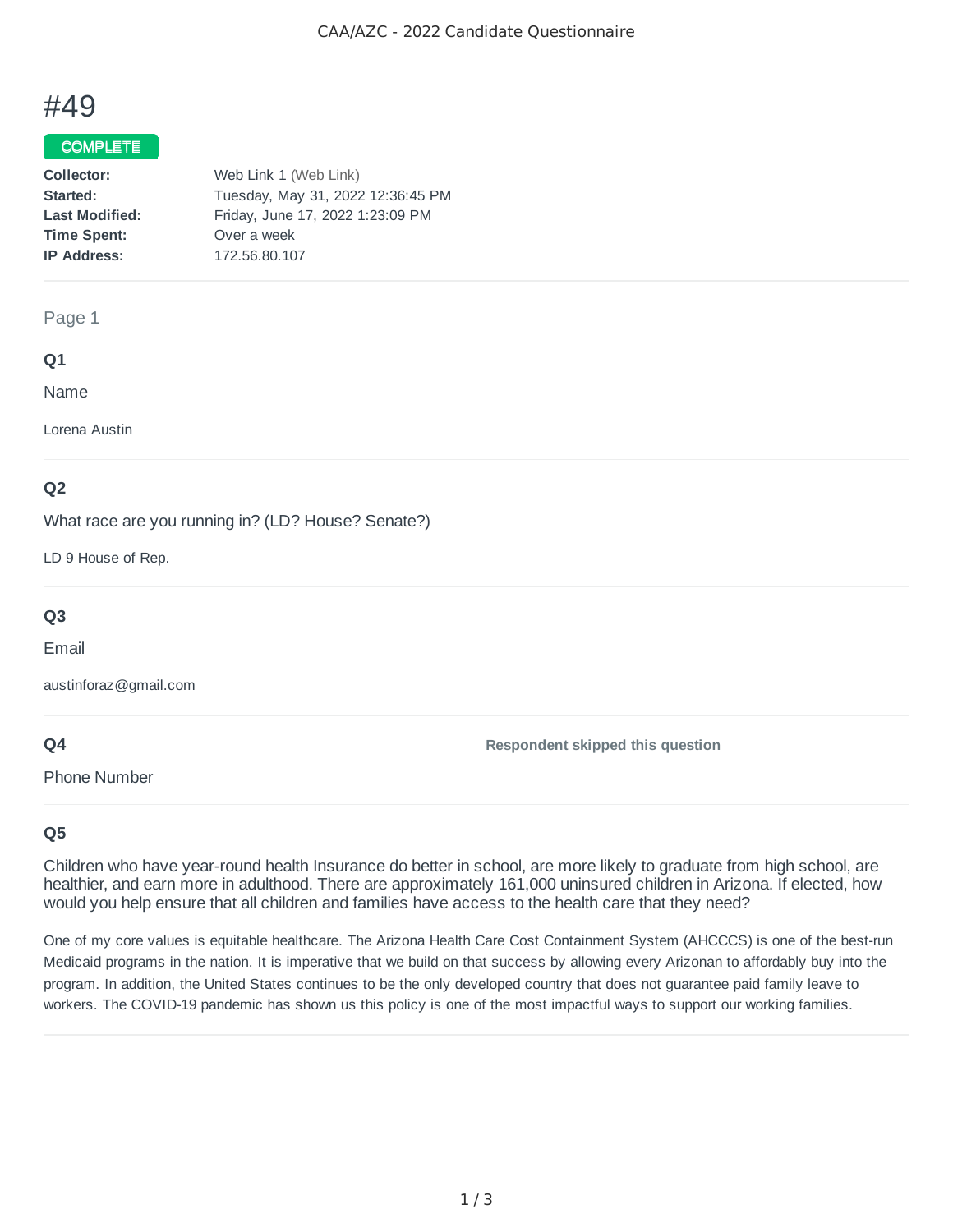# #49

**COMPLETE**

| | |
|---|---|
| **Collector:** | Web Link 1 (Web Link) |
| **Started:** | Tuesday, May 31, 2022 12:36:45 PM |
| **Last Modified:** | Friday, June 17, 2022 1:23:09 PM |
| **Time Spent:** | Over a week |
| **IP Address:** | 172.56.80.107 |

Page 1

### Q1

Name

Lorena Austin

### Q2

What race are you running in? (LD? House? Senate?)

LD 9 House of Rep.

### Q3

Email

austinforaz@gmail.com

### Q4

Phone Number

**Respondent skipped this question**

### Q5

Children who have year-round health Insurance do better in school, are more likely to graduate from high school, are healthier, and earn more in adulthood. There are approximately 161,000 uninsured children in Arizona. If elected, how would you help ensure that all children and families have access to the health care that they need?

One of my core values is equitable healthcare. The Arizona Health Care Cost Containment System (AHCCCS) is one of the best-run Medicaid programs in the nation. It is imperative that we build on that success by allowing every Arizonan to affordably buy into the program. In addition, the United States continues to be the only developed country that does not guarantee paid family leave to workers. The COVID-19 pandemic has shown us this policy is one of the most impactful ways to support our working families.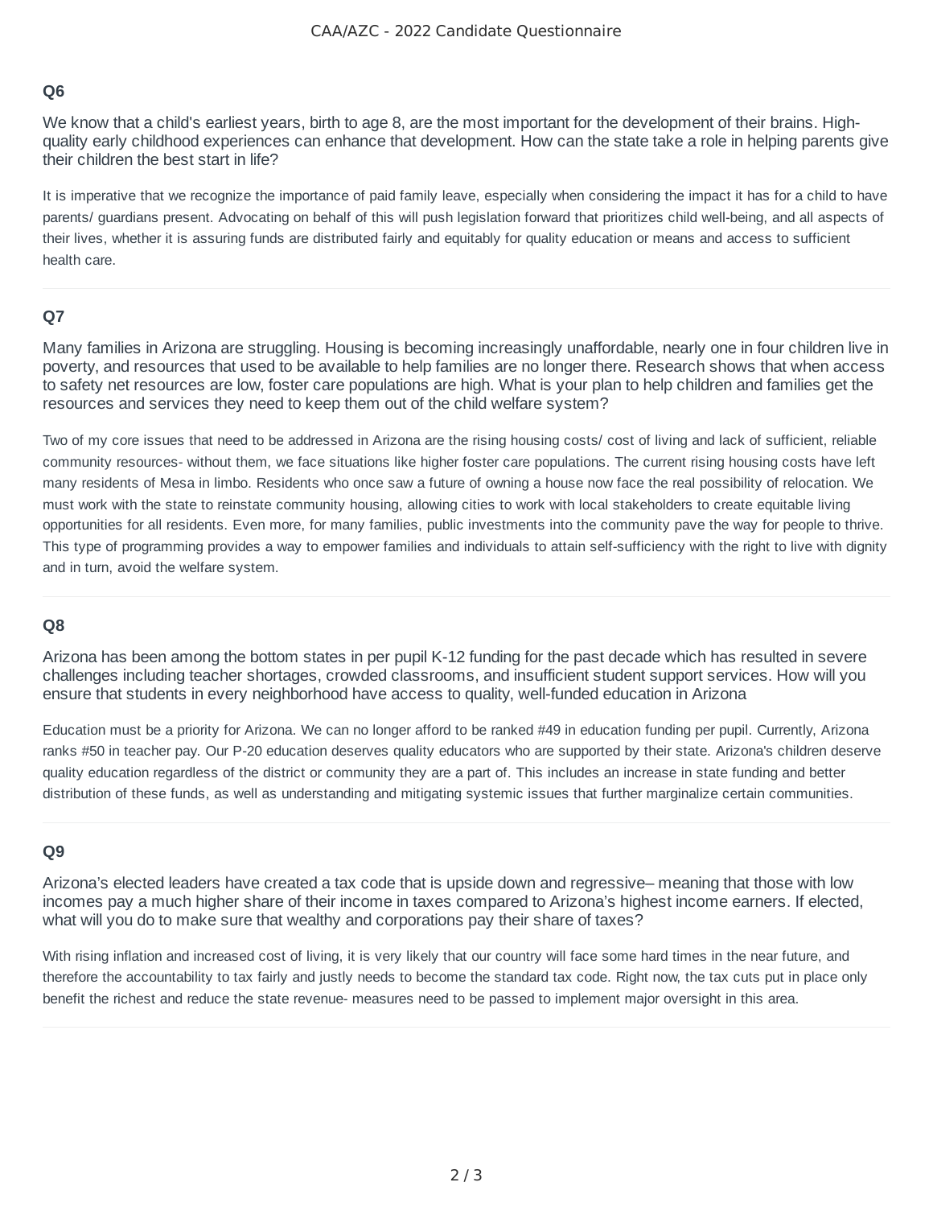## Q6

We know that a child's earliest years, birth to age 8, are the most important for the development of their brains. High-quality early childhood experiences can enhance that development. How can the state take a role in helping parents give their children the best start in life?

It is imperative that we recognize the importance of paid family leave, especially when considering the impact it has for a child to have parents/ guardians present. Advocating on behalf of this will push legislation forward that prioritizes child well-being, and all aspects of their lives, whether it is assuring funds are distributed fairly and equitably for quality education or means and access to sufficient health care.

## Q7

Many families in Arizona are struggling. Housing is becoming increasingly unaffordable, nearly one in four children live in poverty, and resources that used to be available to help families are no longer there. Research shows that when access to safety net resources are low, foster care populations are high. What is your plan to help children and families get the resources and services they need to keep them out of the child welfare system?

Two of my core issues that need to be addressed in Arizona are the rising housing costs/ cost of living and lack of sufficient, reliable community resources- without them, we face situations like higher foster care populations. The current rising housing costs have left many residents of Mesa in limbo. Residents who once saw a future of owning a house now face the real possibility of relocation. We must work with the state to reinstate community housing, allowing cities to work with local stakeholders to create equitable living opportunities for all residents. Even more, for many families, public investments into the community pave the way for people to thrive. This type of programming provides a way to empower families and individuals to attain self-sufficiency with the right to live with dignity and in turn, avoid the welfare system.

## Q8

Arizona has been among the bottom states in per pupil K-12 funding for the past decade which has resulted in severe challenges including teacher shortages, crowded classrooms, and insufficient student support services. How will you ensure that students in every neighborhood have access to quality, well-funded education in Arizona

Education must be a priority for Arizona. We can no longer afford to be ranked #49 in education funding per pupil. Currently, Arizona ranks #50 in teacher pay. Our P-20 education deserves quality educators who are supported by their state. Arizona's children deserve quality education regardless of the district or community they are a part of. This includes an increase in state funding and better distribution of these funds, as well as understanding and mitigating systemic issues that further marginalize certain communities.

## Q9

Arizona's elected leaders have created a tax code that is upside down and regressive– meaning that those with low incomes pay a much higher share of their income in taxes compared to Arizona's highest income earners. If elected, what will you do to make sure that wealthy and corporations pay their share of taxes?

With rising inflation and increased cost of living, it is very likely that our country will face some hard times in the near future, and therefore the accountability to tax fairly and justly needs to become the standard tax code. Right now, the tax cuts put in place only benefit the richest and reduce the state revenue- measures need to be passed to implement major oversight in this area.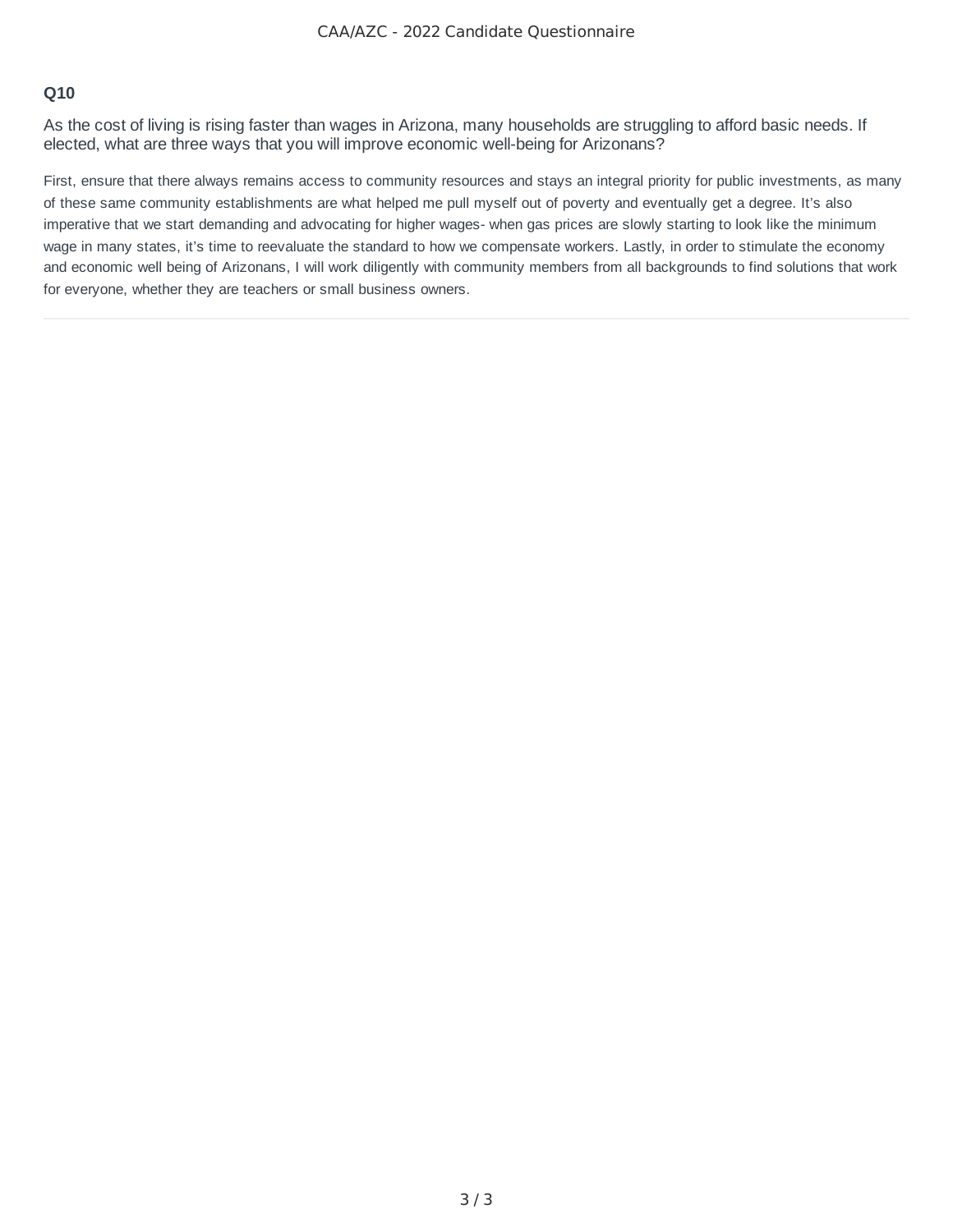**Q10**

As the cost of living is rising faster than wages in Arizona, many households are struggling to afford basic needs. If elected, what are three ways that you will improve economic well-being for Arizonans?

First, ensure that there always remains access to community resources and stays an integral priority for public investments, as many of these same community establishments are what helped me pull myself out of poverty and eventually get a degree. It's also imperative that we start demanding and advocating for higher wages- when gas prices are slowly starting to look like the minimum wage in many states, it's time to reevaluate the standard to how we compensate workers. Lastly, in order to stimulate the economy and economic well being of Arizonans, I will work diligently with community members from all backgrounds to find solutions that work for everyone, whether they are teachers or small business owners.